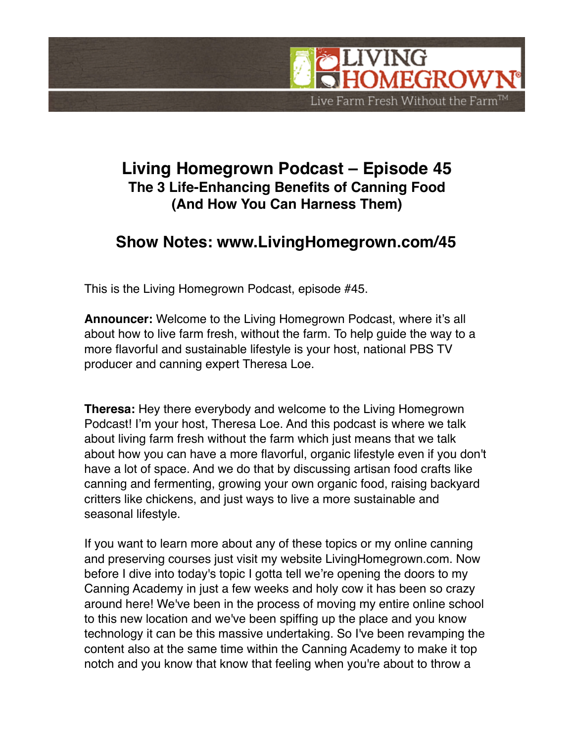# Living Homegrown Podcast – Episode 45

## The 3 Life-Enhancing Benefits of Canning Food (And How You Can Harness Them)

## Show Notes: www.LivingHomegrown.com/45

This is the Living Homegrown Podcast, episode #45.

**Announcer:** Welcome to the Living Homegrown Podcast, where it's all about how to live farm fresh, without the farm. To help guide the way to a more flavorful and sustainable lifestyle is your host, national PBS TV producer and canning expert Theresa Loe.

**Theresa:** Hey there everybody and welcome to the Living Homegrown Podcast! I'm your host, Theresa Loe. And this podcast is where we talk about living farm fresh without the farm which just means that we talk about how you can have a more flavorful, organic lifestyle even if you don't have a lot of space. And we do that by discussing artisan food crafts like canning and fermenting, growing your own organic food, raising backyard critters like chickens, and just ways to live a more sustainable and seasonal lifestyle.

If you want to learn more about any of these topics or my online canning and preserving courses just visit my website LivingHomegrown.com. Now before I dive into today's topic I gotta tell we're opening the doors to my Canning Academy in just a few weeks and holy cow it has been so crazy around here! We've been in the process of moving my entire online school to this new location and we've been spiffing up the place and you know technology it can be this massive undertaking. So I've been revamping the content also at the same time within the Canning Academy to make it top notch and you know that know that feeling when you're about to throw a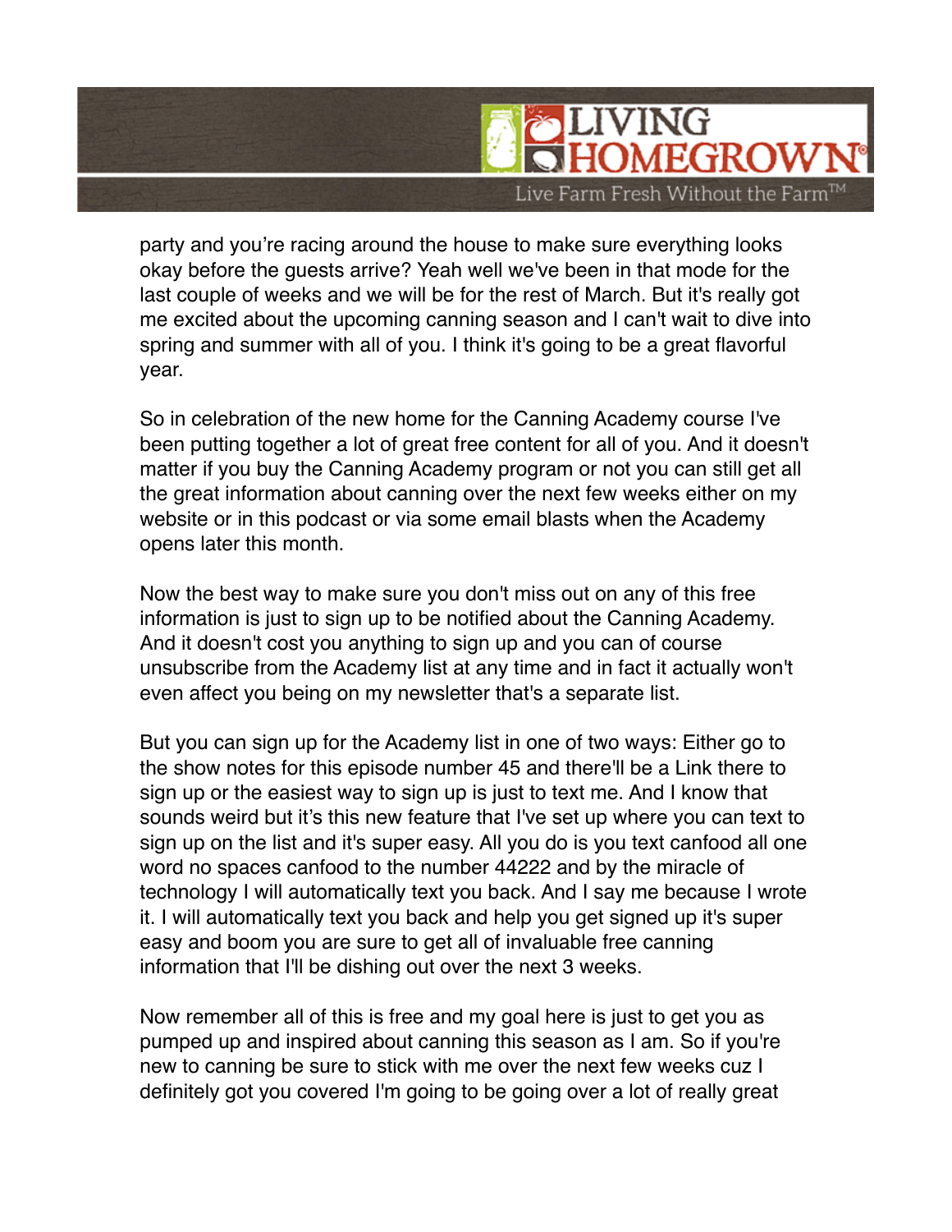party and you're racing around the house to make sure everything looks okay before the guests arrive? Yeah well we've been in that mode for the last couple of weeks and we will be for the rest of March. But it's really got me excited about the upcoming canning season and I can't wait to dive into spring and summer with all of you. I think it's going to be a great flavorful year.

So in celebration of the new home for the Canning Academy course I've been putting together a lot of great free content for all of you. And it doesn't matter if you buy the Canning Academy program or not you can still get all the great information about canning over the next few weeks either on my website or in this podcast or via some email blasts when the Academy opens later this month.

Now the best way to make sure you don't miss out on any of this free information is just to sign up to be notified about the Canning Academy. And it doesn't cost you anything to sign up and you can of course unsubscribe from the Academy list at any time and in fact it actually won't even affect you being on my newsletter that's a separate list.

But you can sign up for the Academy list in one of two ways: Either go to the show notes for this episode number 45 and there'll be a Link there to sign up or the easiest way to sign up is just to text me. And I know that sounds weird but it's this new feature that I've set up where you can text to sign up on the list and it's super easy. All you do is you text canfood all one word no spaces canfood to the number 44222 and by the miracle of technology I will automatically text you back. And I say me because I wrote it. I will automatically text you back and help you get signed up it's super easy and boom you are sure to get all of invaluable free canning information that I'll be dishing out over the next 3 weeks.

Now remember all of this is free and my goal here is just to get you as pumped up and inspired about canning this season as I am. So if you're new to canning be sure to stick with me over the next few weeks cuz I definitely got you covered I'm going to be going over a lot of really great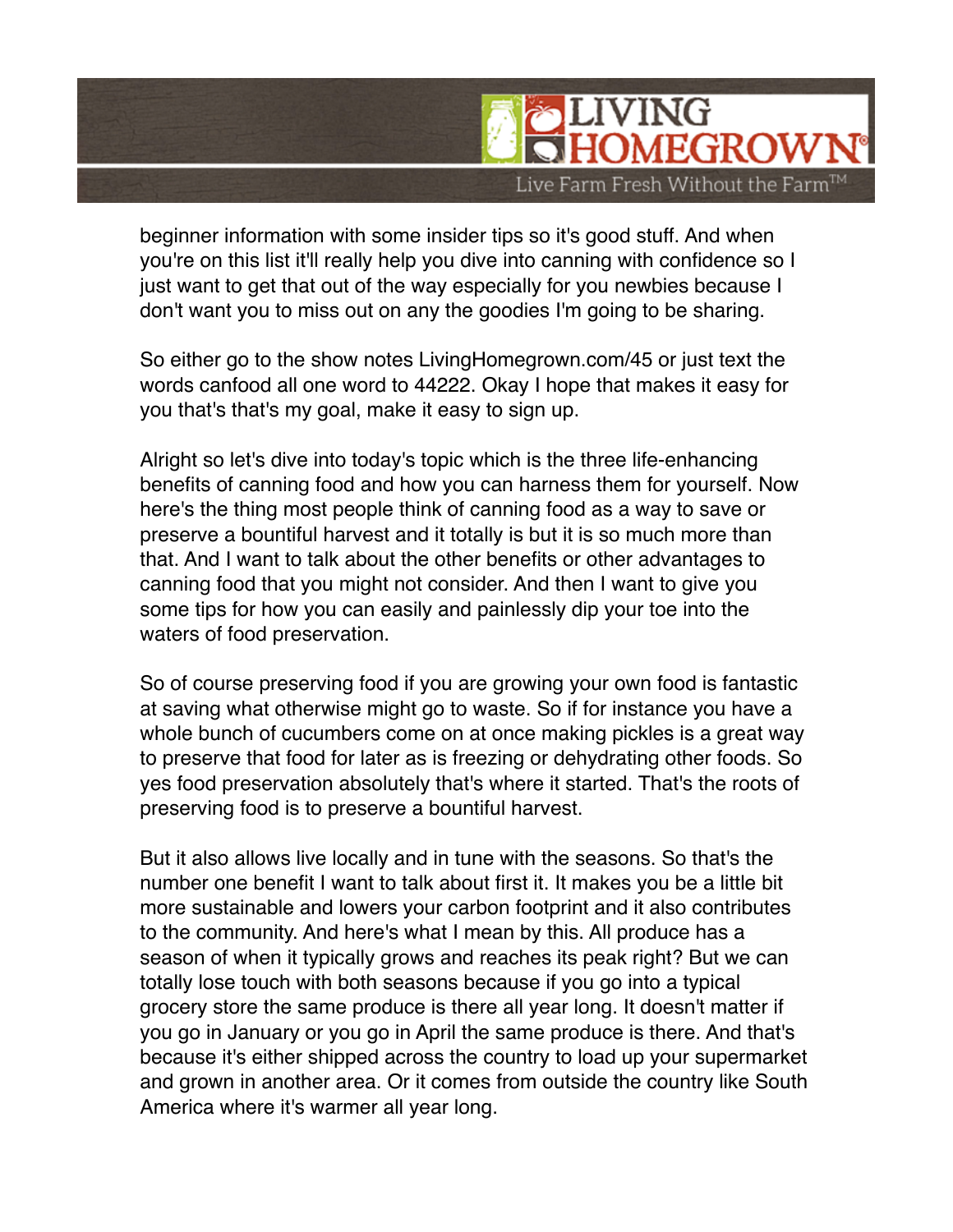beginner information with some insider tips so it's good stuff. And when you're on this list it'll really help you dive into canning with confidence so I just want to get that out of the way especially for you newbies because I don't want you to miss out on any the goodies I'm going to be sharing.

So either go to the show notes LivingHomegrown.com/45 or just text the words canfood all one word to 44222. Okay I hope that makes it easy for you that's that's my goal, make it easy to sign up.

Alright so let's dive into today's topic which is the three life-enhancing benefits of canning food and how you can harness them for yourself. Now here's the thing most people think of canning food as a way to save or preserve a bountiful harvest and it totally is but it is so much more than that. And I want to talk about the other benefits or other advantages to canning food that you might not consider. And then I want to give you some tips for how you can easily and painlessly dip your toe into the waters of food preservation.

So of course preserving food if you are growing your own food is fantastic at saving what otherwise might go to waste. So if for instance you have a whole bunch of cucumbers come on at once making pickles is a great way to preserve that food for later as is freezing or dehydrating other foods. So yes food preservation absolutely that's where it started. That's the roots of preserving food is to preserve a bountiful harvest.

But it also allows live locally and in tune with the seasons. So that's the number one benefit I want to talk about first it. It makes you be a little bit more sustainable and lowers your carbon footprint and it also contributes to the community. And here's what I mean by this. All produce has a season of when it typically grows and reaches its peak right? But we can totally lose touch with both seasons because if you go into a typical grocery store the same produce is there all year long. It doesn't matter if you go in January or you go in April the same produce is there. And that's because it's either shipped across the country to load up your supermarket and grown in another area. Or it comes from outside the country like South America where it's warmer all year long.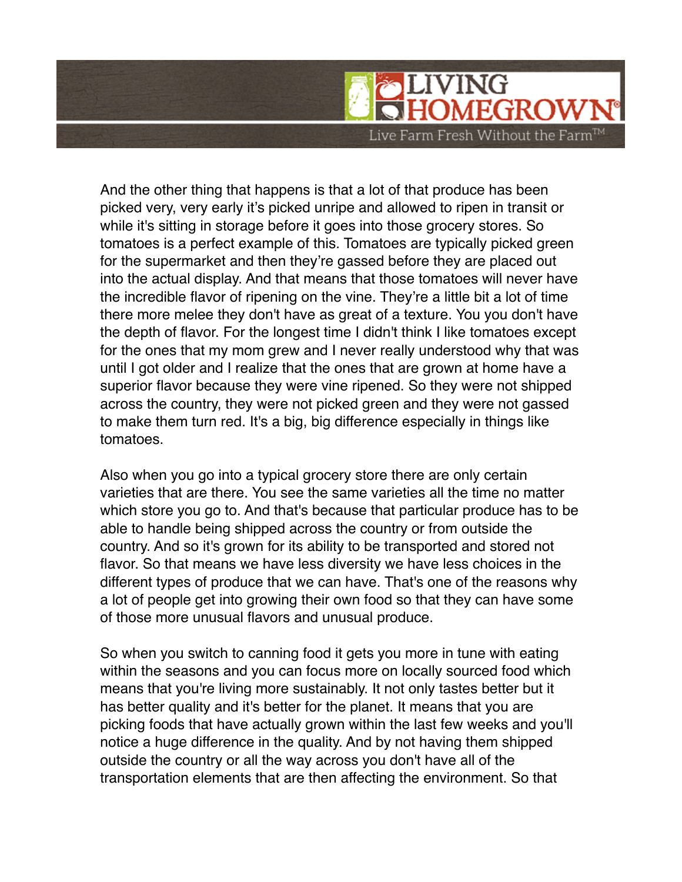And the other thing that happens is that a lot of that produce has been picked very, very early it's picked unripe and allowed to ripen in transit or while it's sitting in storage before it goes into those grocery stores. So tomatoes is a perfect example of this. Tomatoes are typically picked green for the supermarket and then they're gassed before they are placed out into the actual display. And that means that those tomatoes will never have the incredible flavor of ripening on the vine. They're a little bit a lot of time there more melee they don't have as great of a texture. You you don't have the depth of flavor. For the longest time I didn't think I like tomatoes except for the ones that my mom grew and I never really understood why that was until I got older and I realize that the ones that are grown at home have a superior flavor because they were vine ripened. So they were not shipped across the country, they were not picked green and they were not gassed to make them turn red. It's a big, big difference especially in things like tomatoes.

Also when you go into a typical grocery store there are only certain varieties that are there. You see the same varieties all the time no matter which store you go to. And that's because that particular produce has to be able to handle being shipped across the country or from outside the country. And so it's grown for its ability to be transported and stored not flavor. So that means we have less diversity we have less choices in the different types of produce that we can have. That's one of the reasons why a lot of people get into growing their own food so that they can have some of those more unusual flavors and unusual produce.

So when you switch to canning food it gets you more in tune with eating within the seasons and you can focus more on locally sourced food which means that you're living more sustainably. It not only tastes better but it has better quality and it's better for the planet. It means that you are picking foods that have actually grown within the last few weeks and you'll notice a huge difference in the quality. And by not having them shipped outside the country or all the way across you don't have all of the transportation elements that are then affecting the environment. So that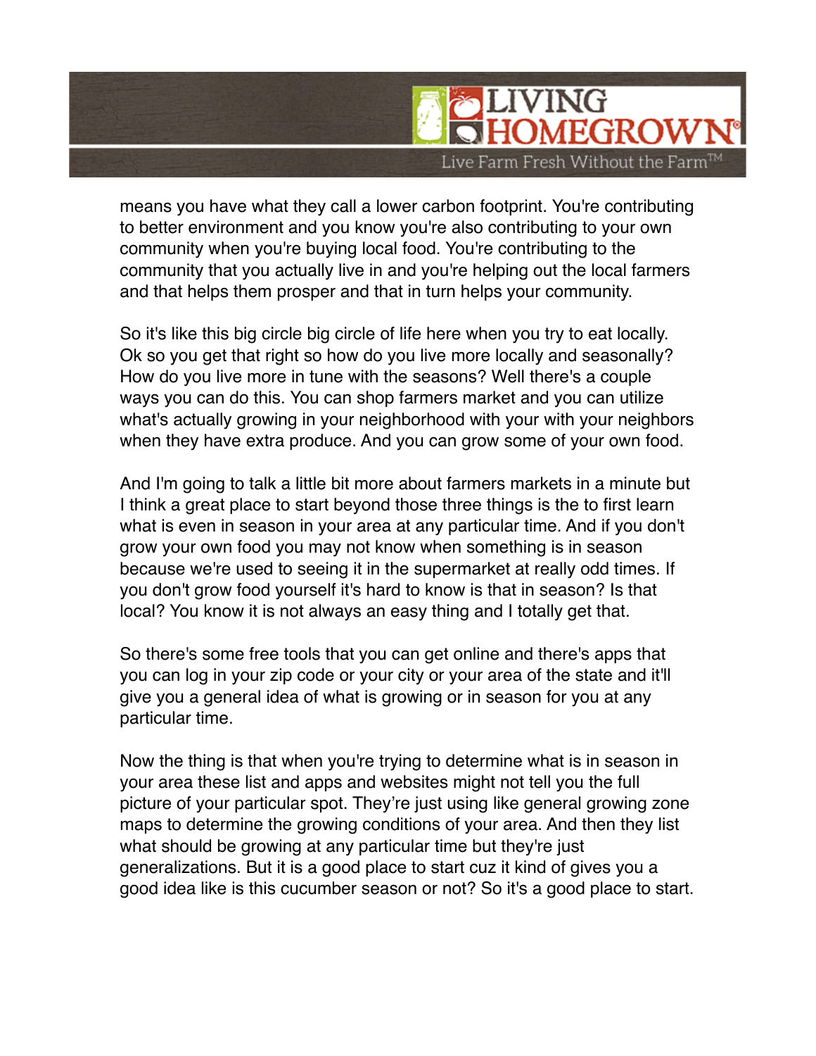means you have what they call a lower carbon footprint. You're contributing to better environment and you know you're also contributing to your own community when you're buying local food. You're contributing to the community that you actually live in and you're helping out the local farmers and that helps them prosper and that in turn helps your community.

So it's like this big circle big circle of life here when you try to eat locally. Ok so you get that right so how do you live more locally and seasonally? How do you live more in tune with the seasons? Well there's a couple ways you can do this. You can shop farmers market and you can utilize what's actually growing in your neighborhood with your with your neighbors when they have extra produce. And you can grow some of your own food.

And I'm going to talk a little bit more about farmers markets in a minute but I think a great place to start beyond those three things is the to first learn what is even in season in your area at any particular time. And if you don't grow your own food you may not know when something is in season because we're used to seeing it in the supermarket at really odd times. If you don't grow food yourself it's hard to know is that in season? Is that local? You know it is not always an easy thing and I totally get that.

So there's some free tools that you can get online and there's apps that you can log in your zip code or your city or your area of the state and it'll give you a general idea of what is growing or in season for you at any particular time.

Now the thing is that when you're trying to determine what is in season in your area these list and apps and websites might not tell you the full picture of your particular spot. They're just using like general growing zone maps to determine the growing conditions of your area. And then they list what should be growing at any particular time but they're just generalizations. But it is a good place to start cuz it kind of gives you a good idea like is this cucumber season or not? So it's a good place to start.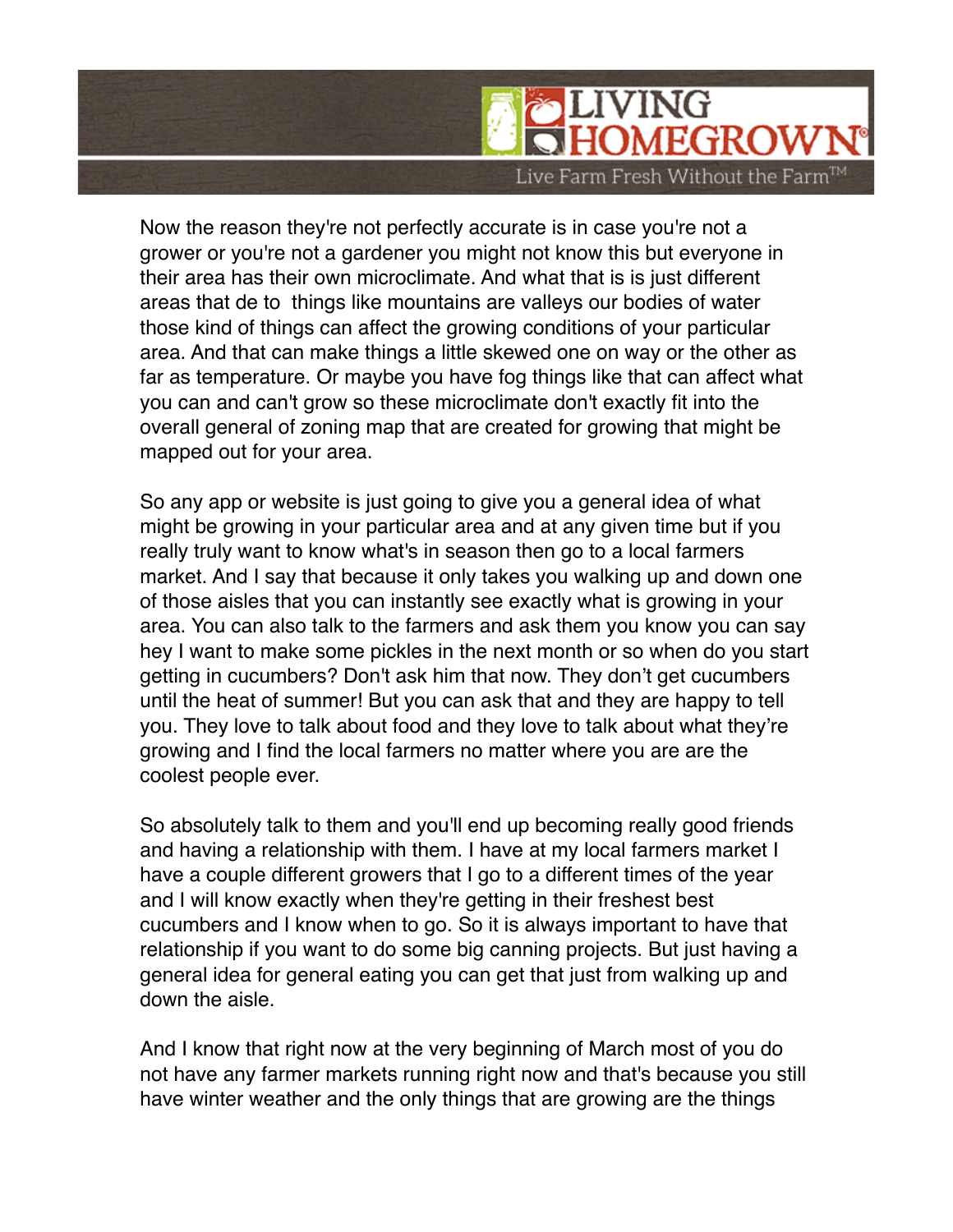Now the reason they're not perfectly accurate is in case you're not a grower or you're not a gardener you might not know this but everyone in their area has their own microclimate. And what that is is just different areas that de to  things like mountains are valleys our bodies of water those kind of things can affect the growing conditions of your particular area. And that can make things a little skewed one on way or the other as far as temperature. Or maybe you have fog things like that can affect what you can and can't grow so these microclimate don't exactly fit into the overall general of zoning map that are created for growing that might be mapped out for your area.

So any app or website is just going to give you a general idea of what might be growing in your particular area and at any given time but if you really truly want to know what's in season then go to a local farmers market. And I say that because it only takes you walking up and down one of those aisles that you can instantly see exactly what is growing in your area. You can also talk to the farmers and ask them you know you can say hey I want to make some pickles in the next month or so when do you start getting in cucumbers? Don't ask him that now. They don't get cucumbers until the heat of summer! But you can ask that and they are happy to tell you. They love to talk about food and they love to talk about what they're growing and I find the local farmers no matter where you are are the coolest people ever.

So absolutely talk to them and you'll end up becoming really good friends and having a relationship with them. I have at my local farmers market I have a couple different growers that I go to a different times of the year and I will know exactly when they're getting in their freshest best cucumbers and I know when to go. So it is always important to have that relationship if you want to do some big canning projects. But just having a general idea for general eating you can get that just from walking up and down the aisle.

And I know that right now at the very beginning of March most of you do not have any farmer markets running right now and that's because you still have winter weather and the only things that are growing are the things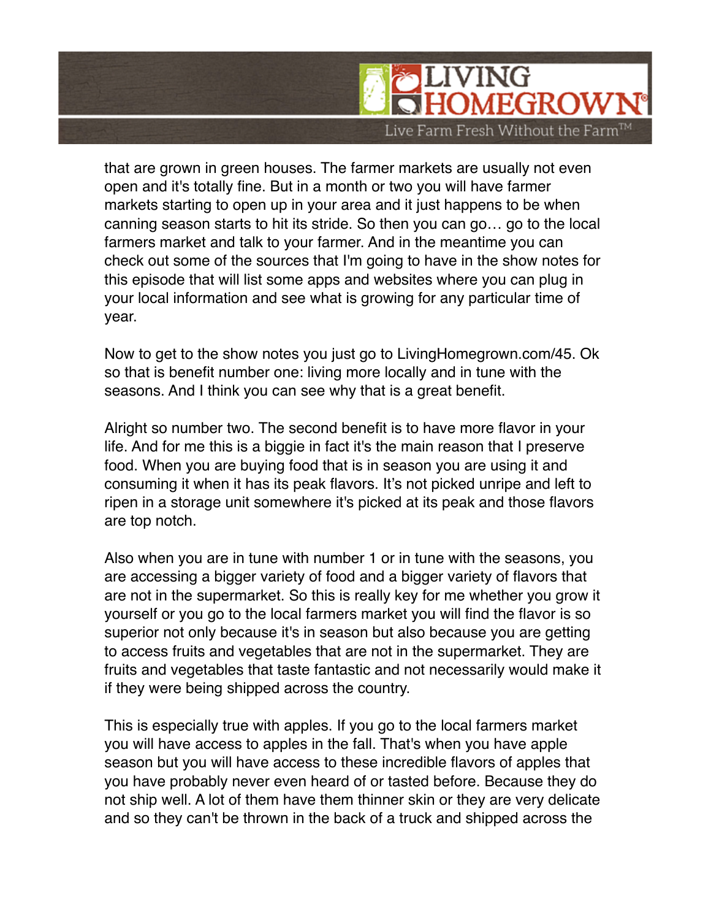that are grown in green houses. The farmer markets are usually not even open and it's totally fine. But in a month or two you will have farmer markets starting to open up in your area and it just happens to be when canning season starts to hit its stride. So then you can go… go to the local farmers market and talk to your farmer. And in the meantime you can check out some of the sources that I'm going to have in the show notes for this episode that will list some apps and websites where you can plug in your local information and see what is growing for any particular time of year.

Now to get to the show notes you just go to LivingHomegrown.com/45. Ok so that is benefit number one: living more locally and in tune with the seasons. And I think you can see why that is a great benefit.

Alright so number two. The second benefit is to have more flavor in your life. And for me this is a biggie in fact it's the main reason that I preserve food. When you are buying food that is in season you are using it and consuming it when it has its peak flavors. It's not picked unripe and left to ripen in a storage unit somewhere it's picked at its peak and those flavors are top notch.

Also when you are in tune with number 1 or in tune with the seasons, you are accessing a bigger variety of food and a bigger variety of flavors that are not in the supermarket. So this is really key for me whether you grow it yourself or you go to the local farmers market you will find the flavor is so superior not only because it's in season but also because you are getting to access fruits and vegetables that are not in the supermarket. They are fruits and vegetables that taste fantastic and not necessarily would make it if they were being shipped across the country.

This is especially true with apples. If you go to the local farmers market you will have access to apples in the fall. That's when you have apple season but you will have access to these incredible flavors of apples that you have probably never even heard of or tasted before. Because they do not ship well. A lot of them have them thinner skin or they are very delicate and so they can't be thrown in the back of a truck and shipped across the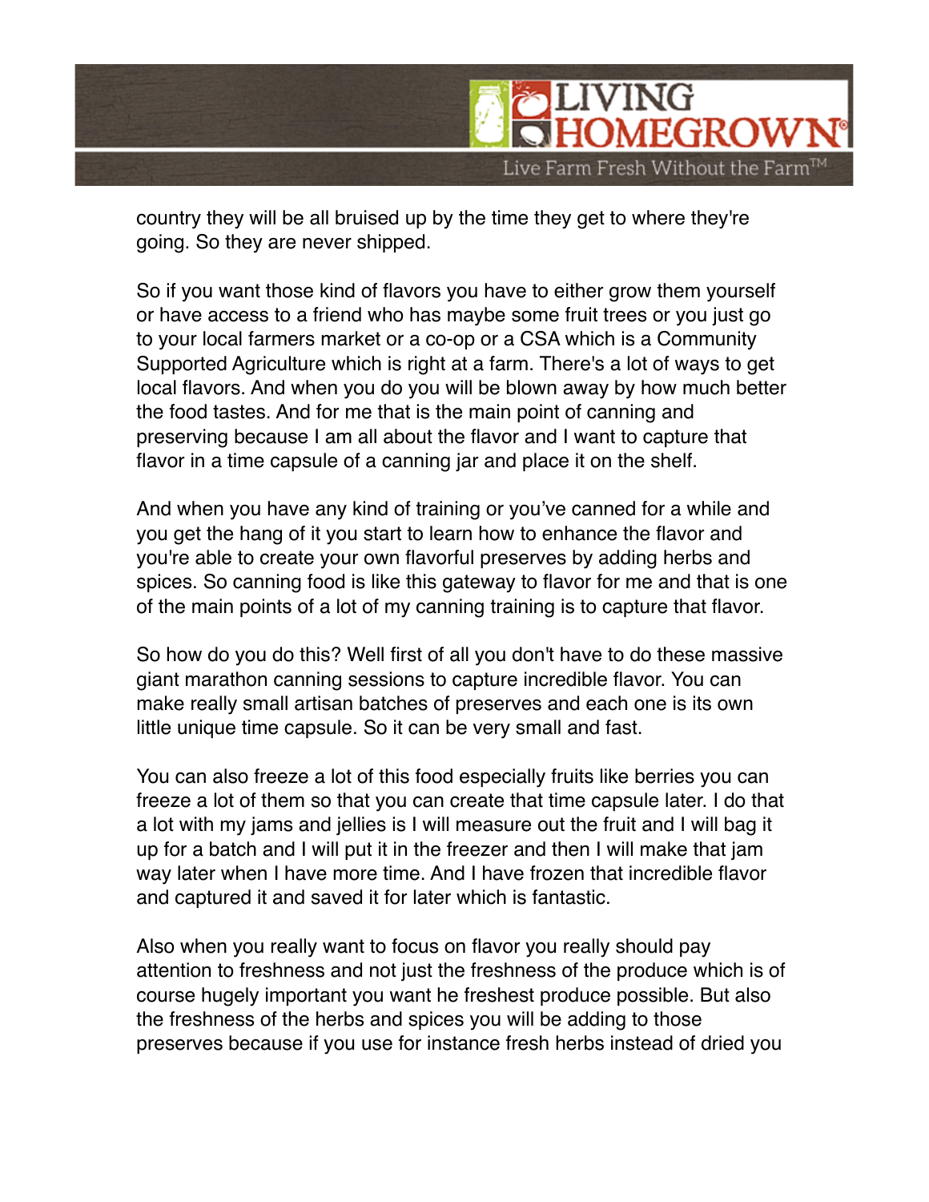country they will be all bruised up by the time they get to where they're going. So they are never shipped.

So if you want those kind of flavors you have to either grow them yourself or have access to a friend who has maybe some fruit trees or you just go to your local farmers market or a co-op or a CSA which is a Community Supported Agriculture which is right at a farm. There's a lot of ways to get local flavors. And when you do you will be blown away by how much better the food tastes. And for me that is the main point of canning and preserving because I am all about the flavor and I want to capture that flavor in a time capsule of a canning jar and place it on the shelf.

And when you have any kind of training or you've canned for a while and you get the hang of it you start to learn how to enhance the flavor and you're able to create your own flavorful preserves by adding herbs and spices. So canning food is like this gateway to flavor for me and that is one of the main points of a lot of my canning training is to capture that flavor.

So how do you do this? Well first of all you don't have to do these massive giant marathon canning sessions to capture incredible flavor. You can make really small artisan batches of preserves and each one is its own little unique time capsule. So it can be very small and fast.

You can also freeze a lot of this food especially fruits like berries you can freeze a lot of them so that you can create that time capsule later. I do that a lot with my jams and jellies is I will measure out the fruit and I will bag it up for a batch and I will put it in the freezer and then I will make that jam way later when I have more time. And I have frozen that incredible flavor and captured it and saved it for later which is fantastic.

Also when you really want to focus on flavor you really should pay attention to freshness and not just the freshness of the produce which is of course hugely important you want he freshest produce possible. But also the freshness of the herbs and spices you will be adding to those preserves because if you use for instance fresh herbs instead of dried you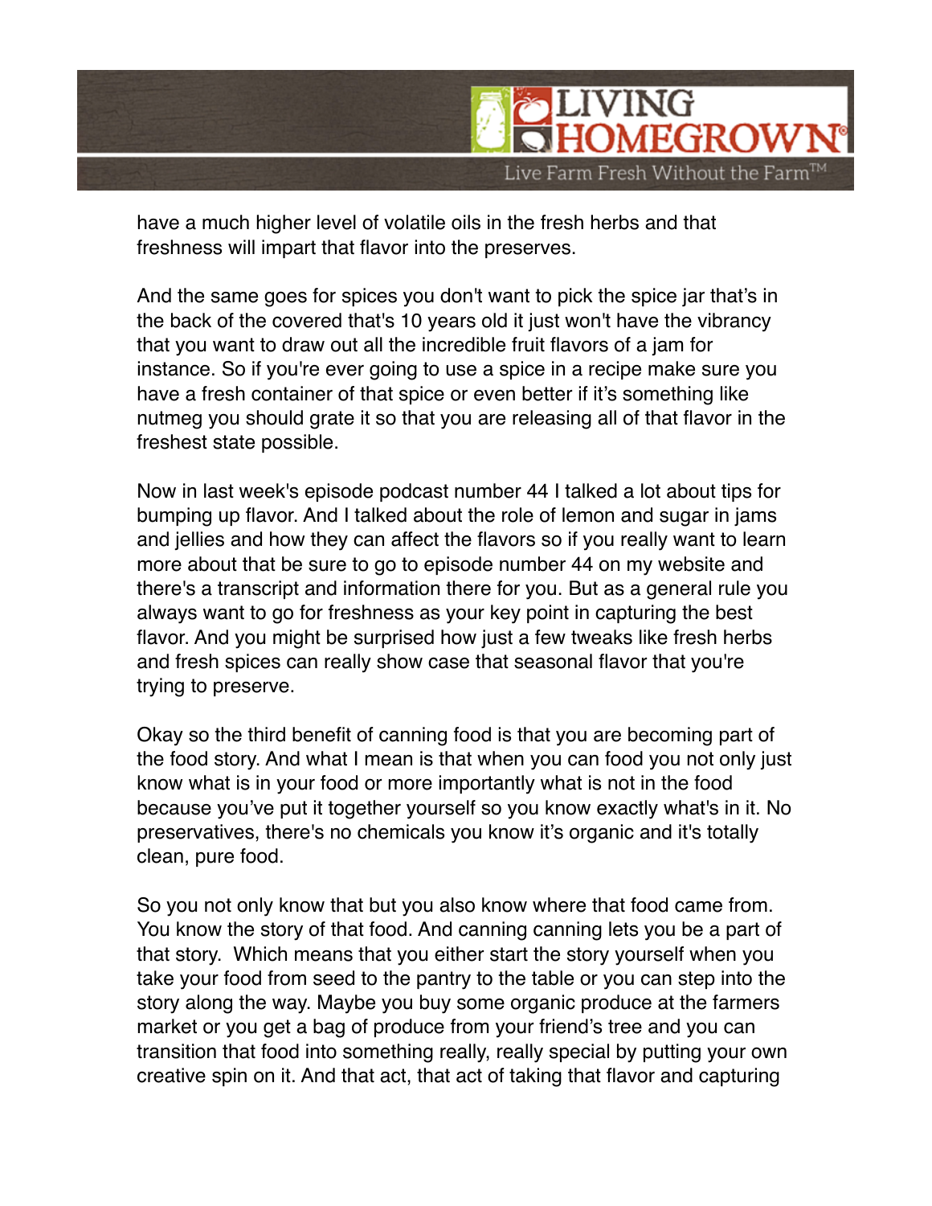have a much higher level of volatile oils in the fresh herbs and that freshness will impart that flavor into the preserves.

And the same goes for spices you don't want to pick the spice jar that's in the back of the covered that's 10 years old it just won't have the vibrancy that you want to draw out all the incredible fruit flavors of a jam for instance. So if you're ever going to use a spice in a recipe make sure you have a fresh container of that spice or even better if it's something like nutmeg you should grate it so that you are releasing all of that flavor in the freshest state possible.

Now in last week's episode podcast number 44 I talked a lot about tips for bumping up flavor. And I talked about the role of lemon and sugar in jams and jellies and how they can affect the flavors so if you really want to learn more about that be sure to go to episode number 44 on my website and there's a transcript and information there for you. But as a general rule you always want to go for freshness as your key point in capturing the best flavor. And you might be surprised how just a few tweaks like fresh herbs and fresh spices can really show case that seasonal flavor that you're trying to preserve.

Okay so the third benefit of canning food is that you are becoming part of the food story. And what I mean is that when you can food you not only just know what is in your food or more importantly what is not in the food because you've put it together yourself so you know exactly what's in it. No preservatives, there's no chemicals you know it's organic and it's totally clean, pure food.

So you not only know that but you also know where that food came from. You know the story of that food. And canning canning lets you be a part of that story. Which means that you either start the story yourself when you take your food from seed to the pantry to the table or you can step into the story along the way. Maybe you buy some organic produce at the farmers market or you get a bag of produce from your friend's tree and you can transition that food into something really, really special by putting your own creative spin on it. And that act, that act of taking that flavor and capturing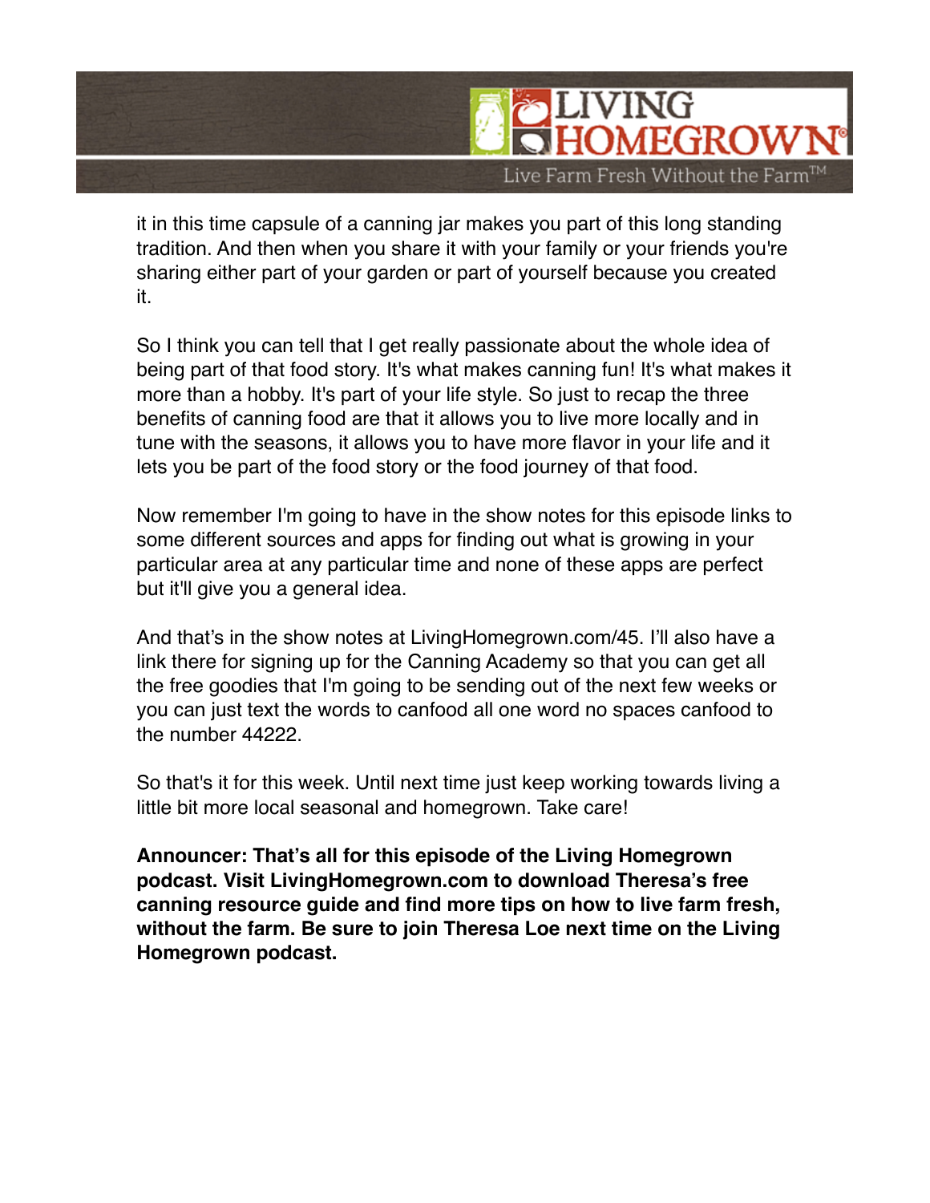it in this time capsule of a canning jar makes you part of this long standing tradition. And then when you share it with your family or your friends you're sharing either part of your garden or part of yourself because you created it.

So I think you can tell that I get really passionate about the whole idea of being part of that food story. It's what makes canning fun! It's what makes it more than a hobby. It's part of your life style. So just to recap the three benefits of canning food are that it allows you to live more locally and in tune with the seasons, it allows you to have more flavor in your life and it lets you be part of the food story or the food journey of that food.

Now remember I'm going to have in the show notes for this episode links to some different sources and apps for finding out what is growing in your particular area at any particular time and none of these apps are perfect but it'll give you a general idea.

And that's in the show notes at LivingHomegrown.com/45. I'll also have a link there for signing up for the Canning Academy so that you can get all the free goodies that I'm going to be sending out of the next few weeks or you can just text the words to canfood all one word no spaces canfood to the number 44222.

So that's it for this week. Until next time just keep working towards living a little bit more local seasonal and homegrown. Take care!

**Announcer: That's all for this episode of the Living Homegrown podcast. Visit LivingHomegrown.com to download Theresa's free canning resource guide and find more tips on how to live farm fresh, without the farm. Be sure to join Theresa Loe next time on the Living Homegrown podcast.**